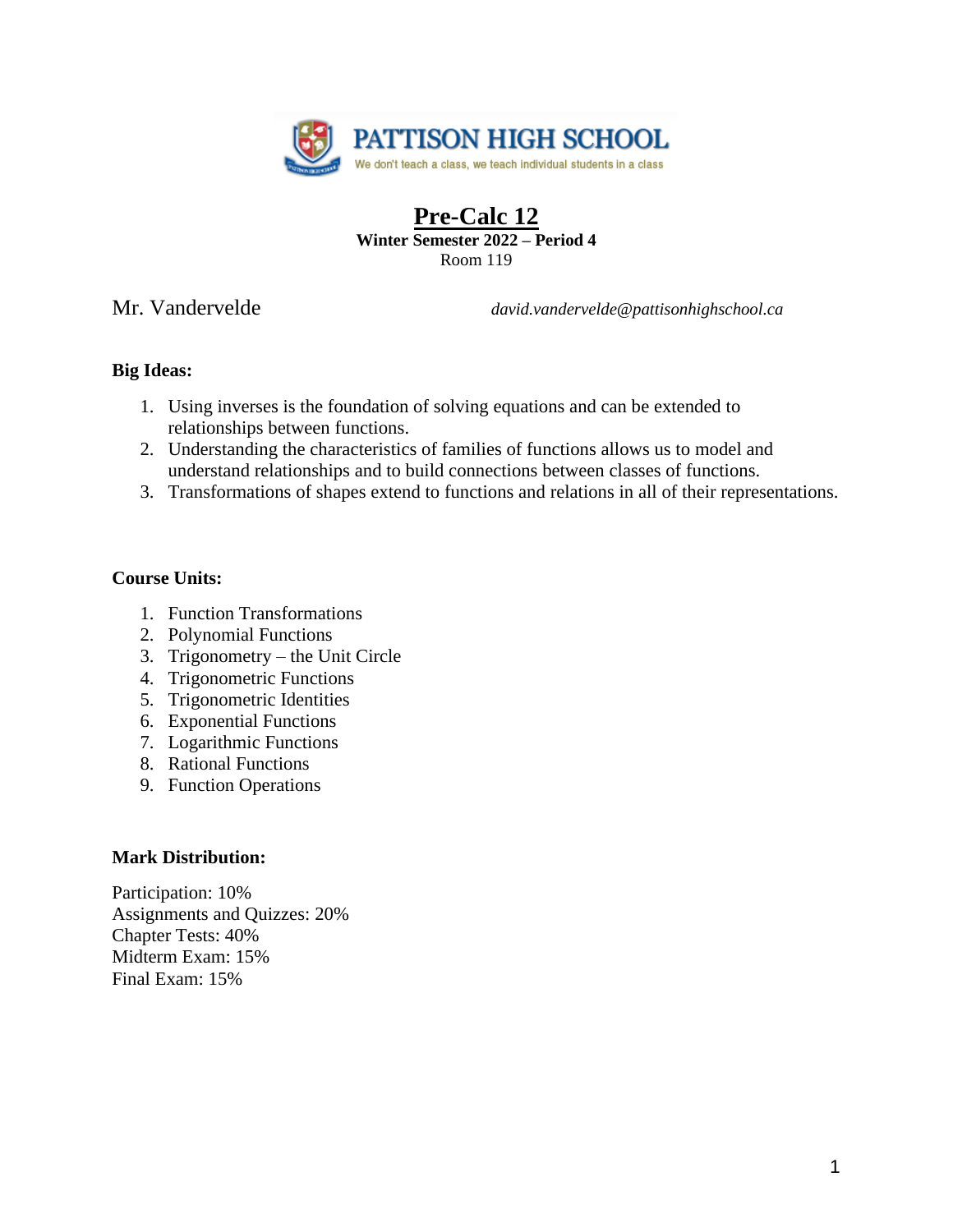PATTISON HIGH SCHOOL

We don't teach a class, we teach individual students in a class

# Pre-Calc 12

**Winter Semester 2022 – Period 4**

Room 119

Mr. Vandervelde *david.vandervelde@pattisonhighschool.ca*

**Big Ideas:**

1. Using inverses is the foundation of solving equations and can be extended to relationships between functions.
2. Understanding the characteristics of families of functions allows us to model and understand relationships and to build connections between classes of functions.
3. Transformations of shapes extend to functions and relations in all of their representations.

**Course Units:**

1. Function Transformations
2. Polynomial Functions
3. Trigonometry – the Unit Circle
4. Trigonometric Functions
5. Trigonometric Identities
6. Exponential Functions
7. Logarithmic Functions
8. Rational Functions
9. Function Operations

**Mark Distribution:**

Participation: 10%
Assignments and Quizzes: 20%
Chapter Tests: 40%
Midterm Exam: 15%
Final Exam: 15%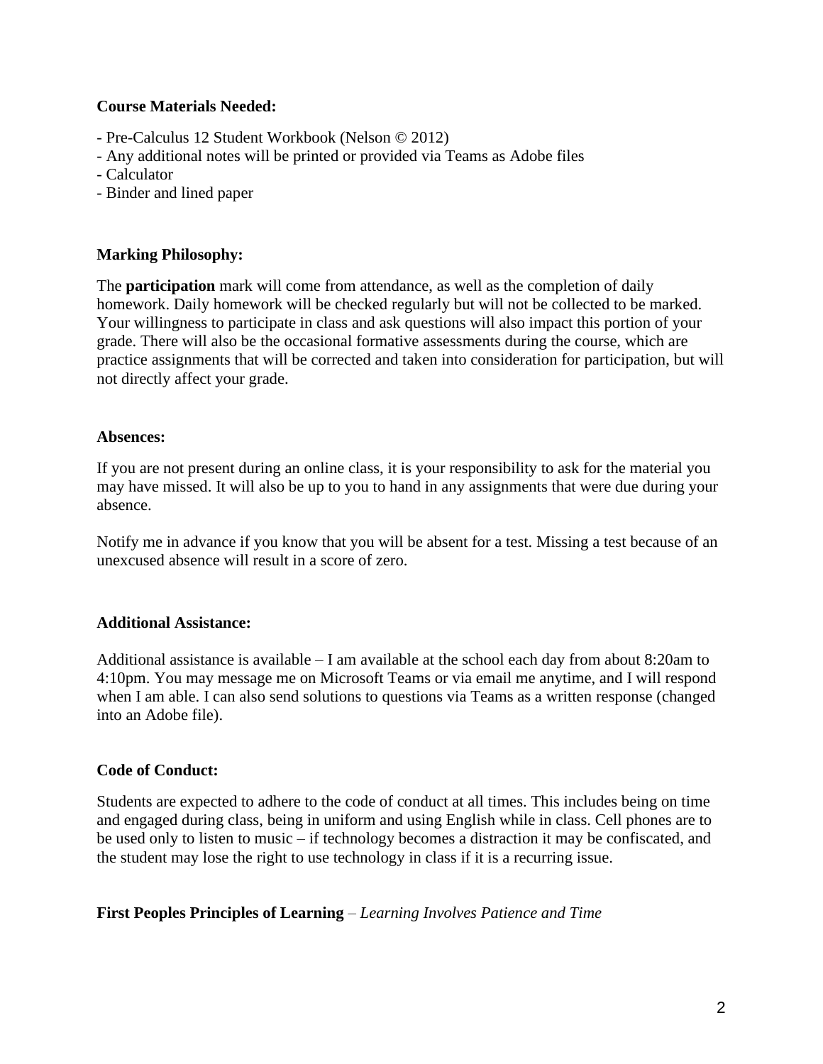**Course Materials Needed:**

- Pre-Calculus 12 Student Workbook (Nelson © 2012)
- Any additional notes will be printed or provided via Teams as Adobe files
- Calculator
- Binder and lined paper

**Marking Philosophy:**

The **participation** mark will come from attendance, as well as the completion of daily homework. Daily homework will be checked regularly but will not be collected to be marked. Your willingness to participate in class and ask questions will also impact this portion of your grade. There will also be the occasional formative assessments during the course, which are practice assignments that will be corrected and taken into consideration for participation, but will not directly affect your grade.

**Absences:**

If you are not present during an online class, it is your responsibility to ask for the material you may have missed. It will also be up to you to hand in any assignments that were due during your absence.

Notify me in advance if you know that you will be absent for a test. Missing a test because of an unexcused absence will result in a score of zero.

**Additional Assistance:**

Additional assistance is available – I am available at the school each day from about 8:20am to 4:10pm. You may message me on Microsoft Teams or via email me anytime, and I will respond when I am able. I can also send solutions to questions via Teams as a written response (changed into an Adobe file).

**Code of Conduct:**

Students are expected to adhere to the code of conduct at all times. This includes being on time and engaged during class, being in uniform and using English while in class. Cell phones are to be used only to listen to music – if technology becomes a distraction it may be confiscated, and the student may lose the right to use technology in class if it is a recurring issue.

**First Peoples Principles of Learning** – *Learning Involves Patience and Time*